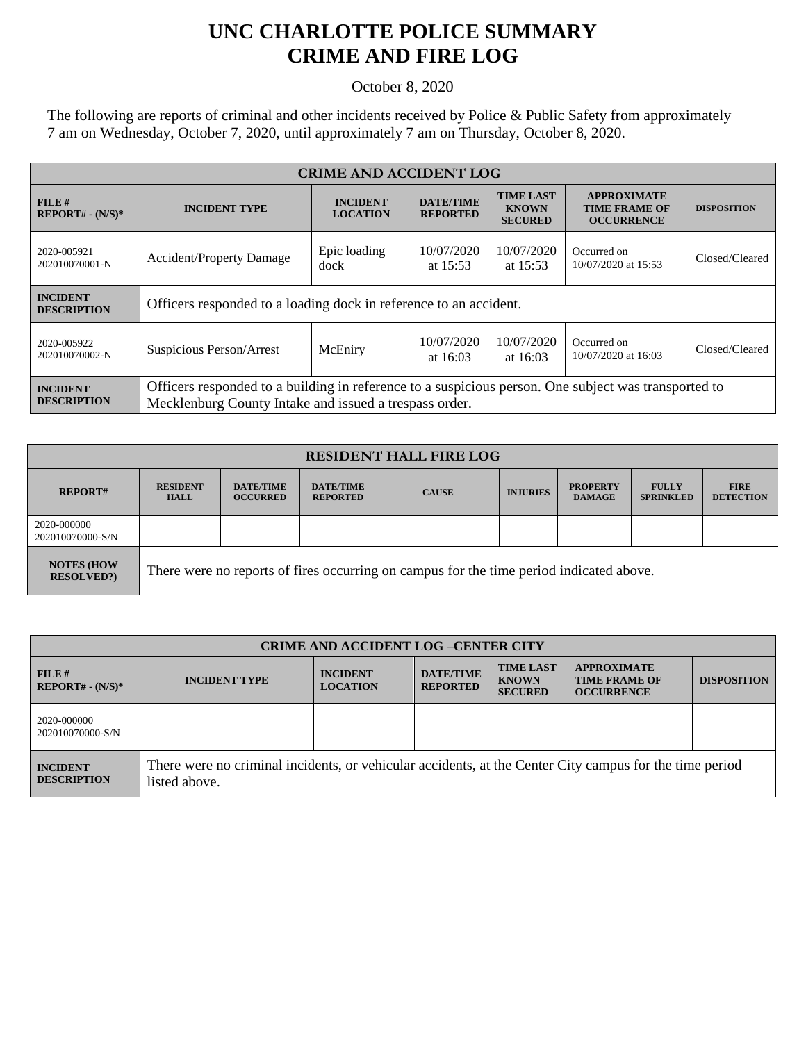# UNC CHARLOTTE POLICE SUMMARY
# CRIME AND FIRE LOG

October 8, 2020

The following are reports of criminal and other incidents received by Police & Public Safety from approximately 7 am on Wednesday, October 7, 2020, until approximately 7 am on Thursday, October 8, 2020.

| CRIME AND ACCIDENT LOG | | | | | | |
|---|---|---|---|---|---|---|
| **FILE # REPORT# - (N/S)*** | **INCIDENT TYPE** | **INCIDENT LOCATION** | **DATE/TIME REPORTED** | **TIME LAST KNOWN SECURED** | **APPROXIMATE TIME FRAME OF OCCURRENCE** | **DISPOSITION** |
| 2020-005921 202010070001-N | Accident/Property Damage | Epic loading dock | 10/07/2020 at 15:53 | 10/07/2020 at 15:53 | Occurred on 10/07/2020 at 15:53 | Closed/Cleared |
| **INCIDENT DESCRIPTION** | Officers responded to a loading dock in reference to an accident. | | | | | |
| 2020-005922 202010070002-N | Suspicious Person/Arrest | McEniry | 10/07/2020 at 16:03 | 10/07/2020 at 16:03 | Occurred on 10/07/2020 at 16:03 | Closed/Cleared |
| **INCIDENT DESCRIPTION** | Officers responded to a building in reference to a suspicious person. One subject was transported to Mecklenburg County Intake and issued a trespass order. | | | | | |

| RESIDENT HALL FIRE LOG | | | | | | | | |
|---|---|---|---|---|---|---|---|---|
| **REPORT#** | **RESIDENT HALL** | **DATE/TIME OCCURRED** | **DATE/TIME REPORTED** | **CAUSE** | **INJURIES** | **PROPERTY DAMAGE** | **FULLY SPRINKLED** | **FIRE DETECTION** |
| 2020-000000 202010070000-S/N | | | | | | | | |
| **NOTES (HOW RESOLVED?)** | There were no reports of fires occurring on campus for the time period indicated above. | | | | | | | |

| CRIME AND ACCIDENT LOG –CENTER CITY | | | | | | |
|---|---|---|---|---|---|---|
| **FILE # REPORT# - (N/S)*** | **INCIDENT TYPE** | **INCIDENT LOCATION** | **DATE/TIME REPORTED** | **TIME LAST KNOWN SECURED** | **APPROXIMATE TIME FRAME OF OCCURRENCE** | **DISPOSITION** |
| 2020-000000 202010070000-S/N | | | | | | |
| **INCIDENT DESCRIPTION** | There were no criminal incidents, or vehicular accidents, at the Center City campus for the time period listed above. | | | | | |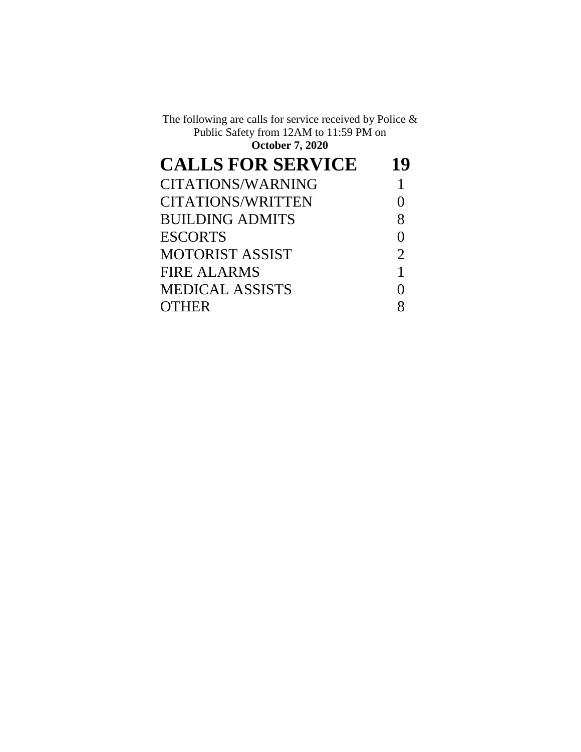The following are calls for service received by Police & Public Safety from 12AM to 11:59 PM on

**October 7, 2020**

| | |
|---|---|
| **CALLS FOR SERVICE** | **19** |
| CITATIONS/WARNING | 1 |
| CITATIONS/WRITTEN | 0 |
| BUILDING ADMITS | 8 |
| ESCORTS | 0 |
| MOTORIST ASSIST | 2 |
| FIRE ALARMS | 1 |
| MEDICAL ASSISTS | 0 |
| OTHER | 8 |